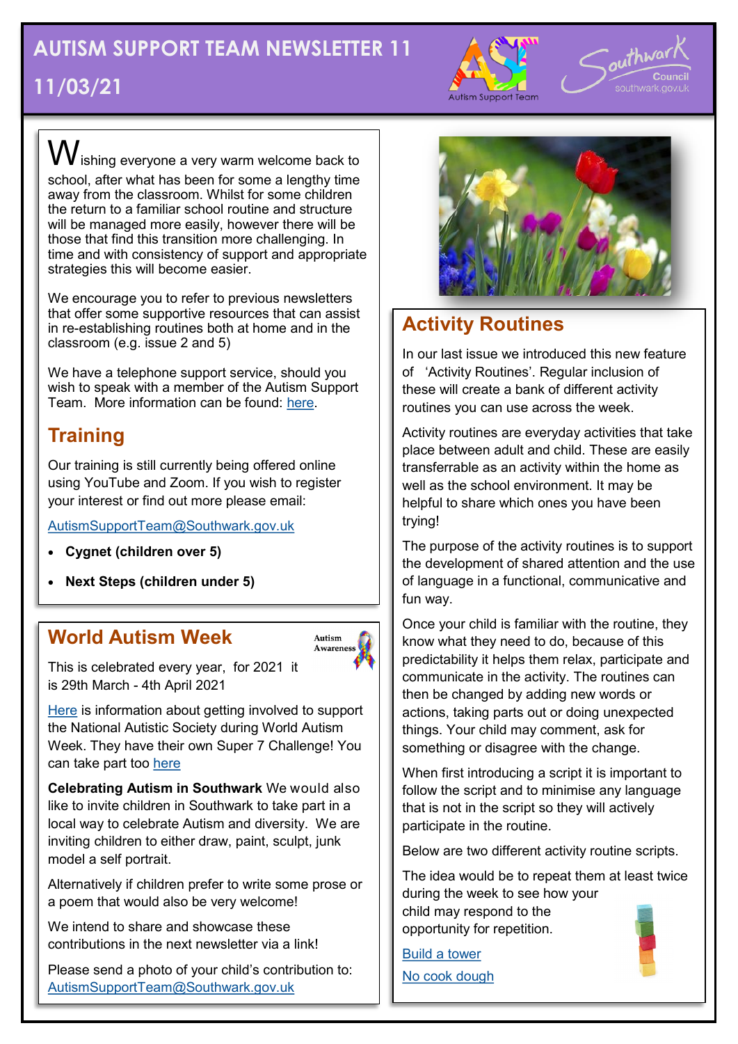# AUTISM SUPPORT TEAM NEWSLETTER 11

## 11/03/21

Wishing everyone a very warm welcome back to school, after what has been for some a lengthy time away from the classroom. Whilst for some children the return to a familiar school routine and structure will be managed more easily, however there will be those that find this transition more challenging. In time and with consistency of support and appropriate strategies this will become easier.

We encourage you to refer to previous newsletters that offer some supportive resources that can assist in re-establishing routines both at home and in the classroom (e.g. issue 2 and 5)

We have a telephone support service, should you wish to speak with a member of the Autism Support Team. More information can be found: here.

## Training

Our training is still currently being offered online using YouTube and Zoom. If you wish to register your interest or find out more please email:

AutismSupportTeam@Southwark.gov.uk

- **Cygnet (children over 5)**
- **Next Steps (children under 5)**

## World Autism Week

This is celebrated every year, for 2021 it is 29th March - 4th April 2021

Here is information about getting involved to support the National Autistic Society during World Autism Week. They have their own Super 7 Challenge! You can take part too here

**Celebrating Autism in Southwark** We would also like to invite children in Southwark to take part in a local way to celebrate Autism and diversity. We are inviting children to either draw, paint, sculpt, junk model a self portrait.

Alternatively if children prefer to write some prose or a poem that would also be very welcome!

We intend to share and showcase these contributions in the next newsletter via a link!

Please send a photo of your child's contribution to: AutismSupportTeam@Southwark.gov.uk

## Activity Routines

In our last issue we introduced this new feature of 'Activity Routines'. Regular inclusion of these will create a bank of different activity routines you can use across the week.

Activity routines are everyday activities that take place between adult and child. These are easily transferrable as an activity within the home as well as the school environment. It may be helpful to share which ones you have been trying!

The purpose of the activity routines is to support the development of shared attention and the use of language in a functional, communicative and fun way.

Once your child is familiar with the routine, they know what they need to do, because of this predictability it helps them relax, participate and communicate in the activity. The routines can then be changed by adding new words or actions, taking parts out or doing unexpected things. Your child may comment, ask for something or disagree with the change.

When first introducing a script it is important to follow the script and to minimise any language that is not in the script so they will actively participate in the routine.

Below are two different activity routine scripts.

The idea would be to repeat them at least twice during the week to see how your child may respond to the opportunity for repetition.

Build a tower

No cook dough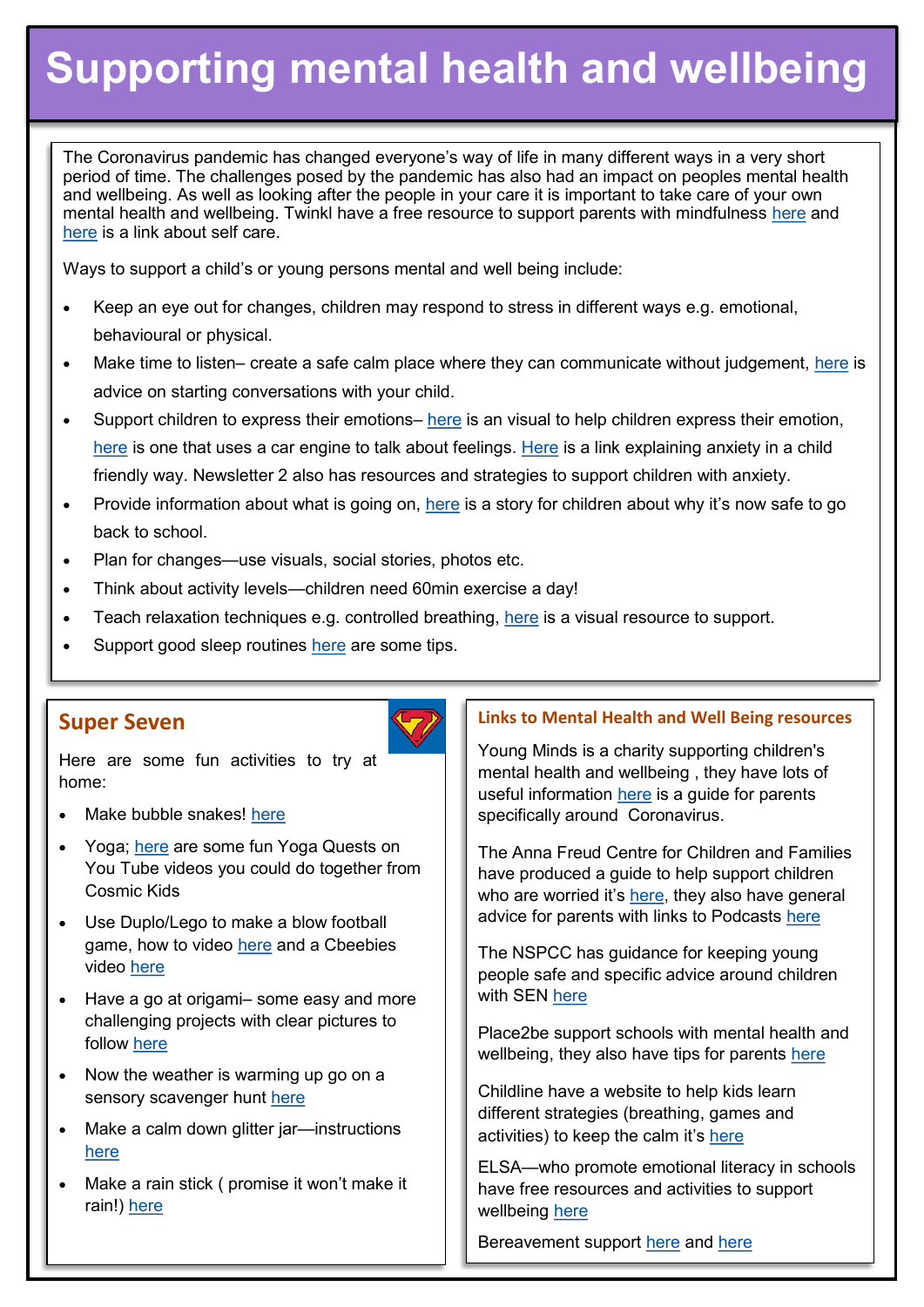# Supporting mental health and wellbeing

The Coronavirus pandemic has changed everyone's way of life in many different ways in a very short period of time. The challenges posed by the pandemic has also had an impact on peoples mental health and wellbeing. As well as looking after the people in your care it is important to take care of your own mental health and wellbeing. Twinkl have a free resource to support parents with mindfulness here and here is a link about self care.

Ways to support a child's or young persons mental and well being include:

- Keep an eye out for changes, children may respond to stress in different ways e.g. emotional, behavioural or physical.
- Make time to listen– create a safe calm place where they can communicate without judgement, here is advice on starting conversations with your child.
- Support children to express their emotions– here is an visual to help children express their emotion, here is one that uses a car engine to talk about feelings. Here is a link explaining anxiety in a child friendly way. Newsletter 2 also has resources and strategies to support children with anxiety.
- Provide information about what is going on, here is a story for children about why it's now safe to go back to school.
- Plan for changes—use visuals, social stories, photos etc.
- Think about activity levels—children need 60min exercise a day!
- Teach relaxation techniques e.g. controlled breathing, here is a visual resource to support.
- Support good sleep routines here are some tips.

## Super Seven

Here are some fun activities to try at home:

- Make bubble snakes! here
- Yoga; here are some fun Yoga Quests on You Tube videos you could do together from Cosmic Kids
- Use Duplo/Lego to make a blow football game, how to video here and a Cbeebies video here
- Have a go at origami– some easy and more challenging projects with clear pictures to follow here
- Now the weather is warming up go on a sensory scavenger hunt here
- Make a calm down glitter jar—instructions here
- Make a rain stick ( promise it won't make it rain!) here

## Links to Mental Health and Well Being resources

Young Minds is a charity supporting children's mental health and wellbeing , they have lots of useful information here is a guide for parents specifically around Coronavirus.

The Anna Freud Centre for Children and Families have produced a guide to help support children who are worried it's here, they also have general advice for parents with links to Podcasts here

The NSPCC has guidance for keeping young people safe and specific advice around children with SEN here

Place2be support schools with mental health and wellbeing, they also have tips for parents here

Childline have a website to help kids learn different strategies (breathing, games and activities) to keep the calm it's here

ELSA—who promote emotional literacy in schools have free resources and activities to support wellbeing here

Bereavement support here and here